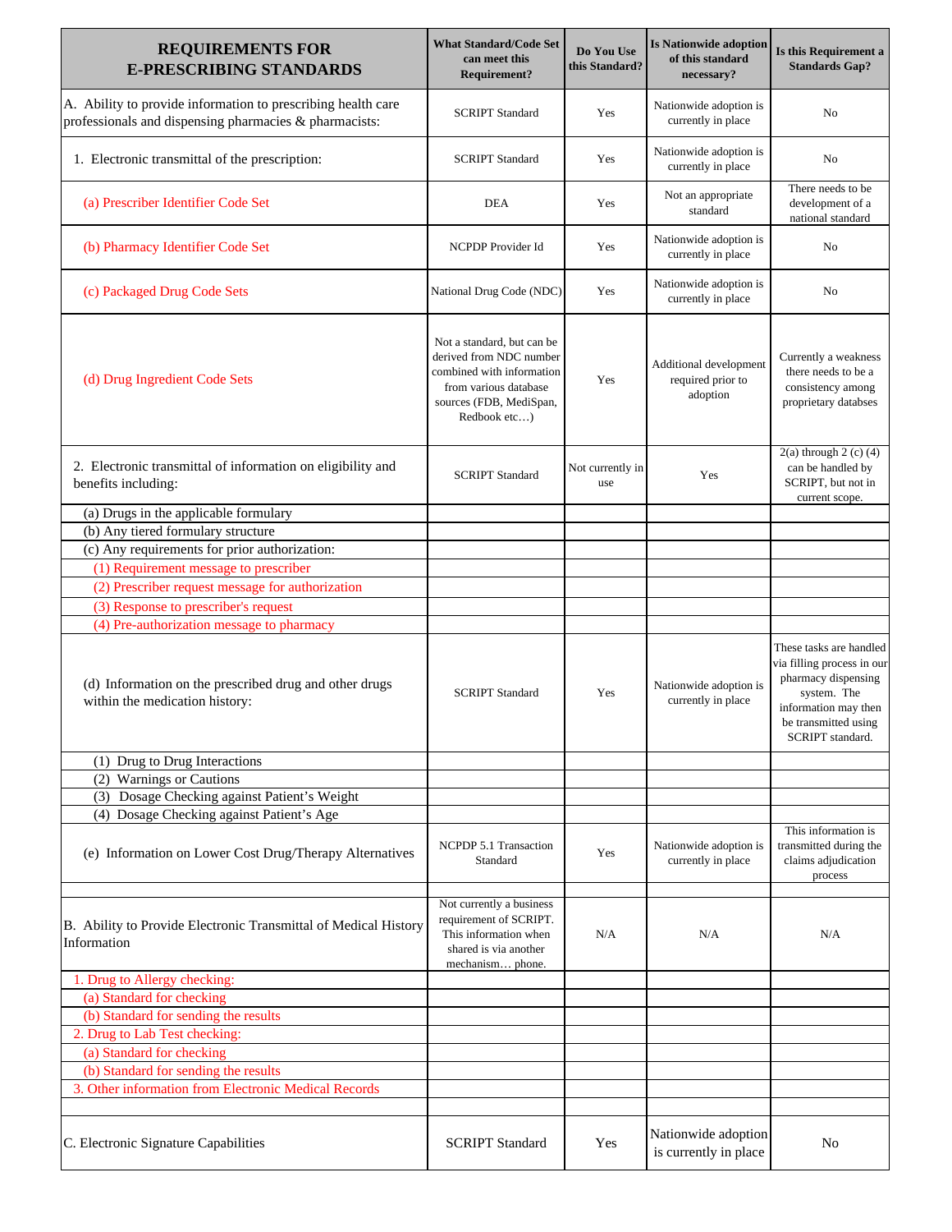| REQUIREMENTS FOR E-PRESCRIBING STANDARDS | What Standard/Code Set can meet this Requirement? | Do You Use this Standard? | Is Nationwide adoption of this standard necessary? | Is this Requirement a Standards Gap? |
|---|---|---|---|---|
| A. Ability to provide information to prescribing health care professionals and dispensing pharmacies & pharmacists: | SCRIPT Standard | Yes | Nationwide adoption is currently in place | No |
| 1. Electronic transmittal of the prescription: | SCRIPT Standard | Yes | Nationwide adoption is currently in place | No |
| (a) Prescriber Identifier Code Set | DEA | Yes | Not an appropriate standard | There needs to be development of a national standard |
| (b) Pharmacy Identifier Code Set | NCPDP Provider Id | Yes | Nationwide adoption is currently in place | No |
| (c) Packaged Drug Code Sets | National Drug Code (NDC) | Yes | Nationwide adoption is currently in place | No |
| (d) Drug Ingredient Code Sets | Not a standard, but can be derived from NDC number combined with information from various database sources (FDB, MediSpan, Redbook etc…) | Yes | Additional development required prior to adoption | Currently a weakness there needs to be a consistency among proprietary databases |
| 2. Electronic transmittal of information on eligibility and benefits including: | SCRIPT Standard | Not currently in use | Yes | 2(a) through 2 (c) (4) can be handled by SCRIPT, but not in current scope. |
| (a) Drugs in the applicable formulary | | | | |
| (b) Any tiered formulary structure | | | | |
| (c) Any requirements for prior authorization: | | | | |
| (1) Requirement message to prescriber | | | | |
| (2) Prescriber request message for authorization | | | | |
| (3) Response to prescriber's request | | | | |
| (4) Pre-authorization message to pharmacy | | | | |
| (d) Information on the prescribed drug and other drugs within the medication history: | SCRIPT Standard | Yes | Nationwide adoption is currently in place | These tasks are handled via filling process in our pharmacy dispensing system. The information may then be transmitted using SCRIPT standard. |
| (1) Drug to Drug Interactions | | | | |
| (2) Warnings or Cautions | | | | |
| (3) Dosage Checking against Patient's Weight | | | | |
| (4) Dosage Checking against Patient's Age | | | | |
| (e) Information on Lower Cost Drug/Therapy Alternatives | NCPDP 5.1 Transaction Standard | Yes | Nationwide adoption is currently in place | This information is transmitted during the claims adjudication process |
| | | | | |
| B. Ability to Provide Electronic Transmittal of Medical History Information | Not currently a business requirement of SCRIPT. This information when shared is via another mechanism… phone. | N/A | N/A | N/A |
| 1. Drug to Allergy checking: | | | | |
| (a) Standard for checking | | | | |
| (b) Standard for sending the results | | | | |
| 2. Drug to Lab Test checking: | | | | |
| (a) Standard for checking | | | | |
| (b) Standard for sending the results | | | | |
| 3. Other information from Electronic Medical Records | | | | |
| | | | | |
| C. Electronic Signature Capabilities | SCRIPT Standard | Yes | Nationwide adoption is currently in place | No |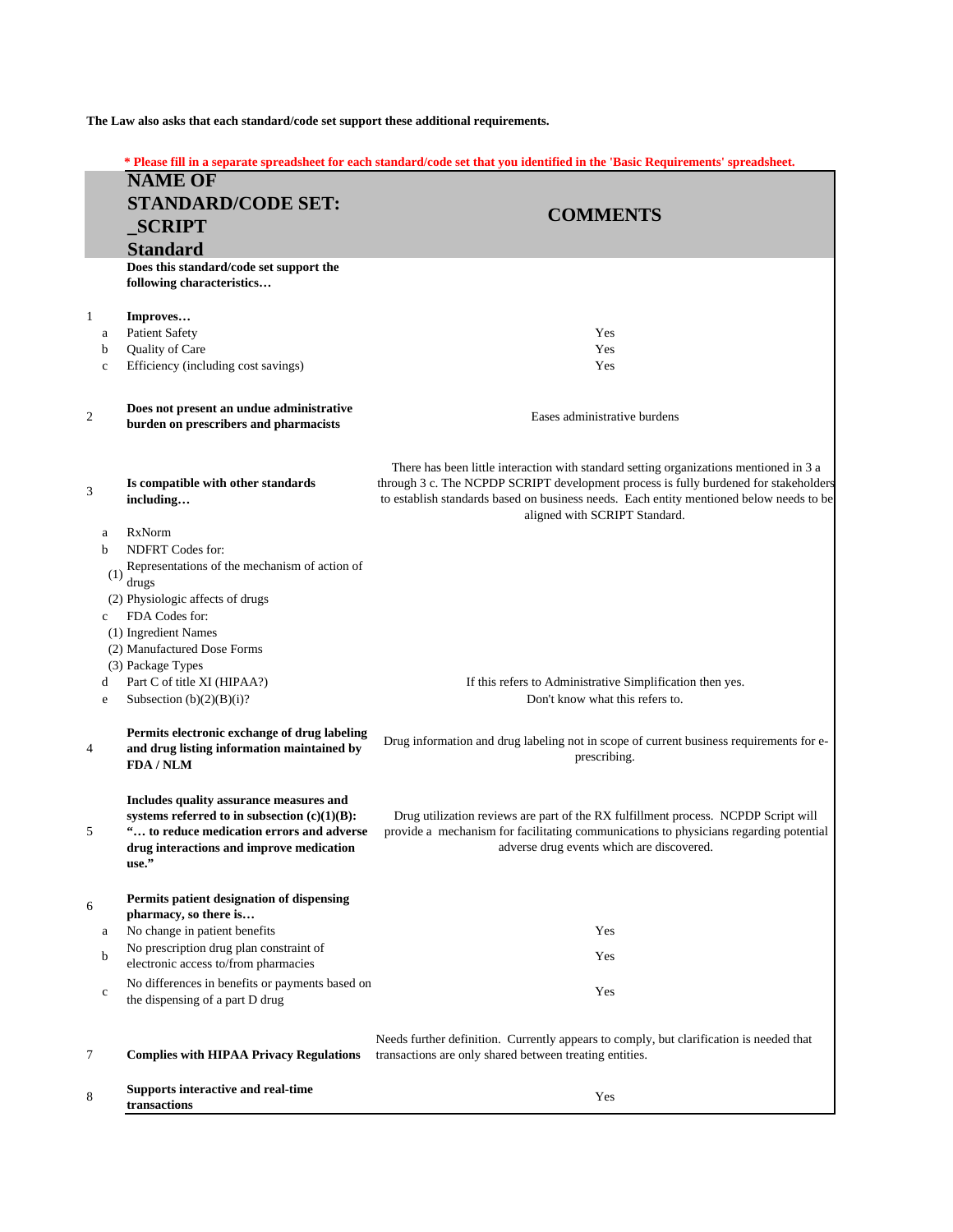**The Law also asks that each standard/code set support these additional requirements.**

**\* Please fill in a separate spreadsheet for each standard/code set that you identified in the 'Basic Requirements' spreadsheet.**

| | | NAME OF STANDARD/CODE SET: _SCRIPT Standard | COMMENTS |
|---|---|---|---|
| | | **Does this standard/code set support the following characteristics…** | |
| 1 | | **Improves…** | |
| | a | Patient Safety | Yes |
| | b | Quality of Care | Yes |
| | c | Efficiency (including cost savings) | Yes |
| 2 | | **Does not present an undue administrative burden on prescribers and pharmacists** | Eases administrative burdens |
| 3 | | **Is compatible with other standards including…** | There has been little interaction with standard setting organizations mentioned in 3 a through 3 c. The NCPDP SCRIPT development process is fully burdened for stakeholders to establish standards based on business needs. Each entity mentioned below needs to be aligned with SCRIPT Standard. |
| | a | RxNorm | |
| | b | NDFRT Codes for: | |
| | (1) | Representations of the mechanism of action of drugs | |
| | (2) | Physiologic affects of drugs | |
| | c | FDA Codes for: | |
| | (1) | Ingredient Names | |
| | (2) | Manufactured Dose Forms | |
| | (3) | Package Types | |
| | d | Part C of title XI (HIPAA?) | If this refers to Administrative Simplification then yes. |
| | e | Subsection (b)(2)(B)(i)? | Don't know what this refers to. |
| 4 | | **Permits electronic exchange of drug labeling and drug listing information maintained by FDA / NLM** | Drug information and drug labeling not in scope of current business requirements for e-prescribing. |
| 5 | | **Includes quality assurance measures and systems referred to in subsection (c)(1)(B): "… to reduce medication errors and adverse drug interactions and improve medication use."** | Drug utilization reviews are part of the RX fulfillment process. NCPDP Script will provide a mechanism for facilitating communications to physicians regarding potential adverse drug events which are discovered. |
| 6 | | **Permits patient designation of dispensing pharmacy, so there is…** | |
| | a | No change in patient benefits | Yes |
| | b | No prescription drug plan constraint of electronic access to/from pharmacies | Yes |
| | c | No differences in benefits or payments based on the dispensing of a part D drug | Yes |
| 7 | | **Complies with HIPAA Privacy Regulations** | Needs further definition. Currently appears to comply, but clarification is needed that transactions are only shared between treating entities. |
| 8 | | **Supports interactive and real-time transactions** | Yes |